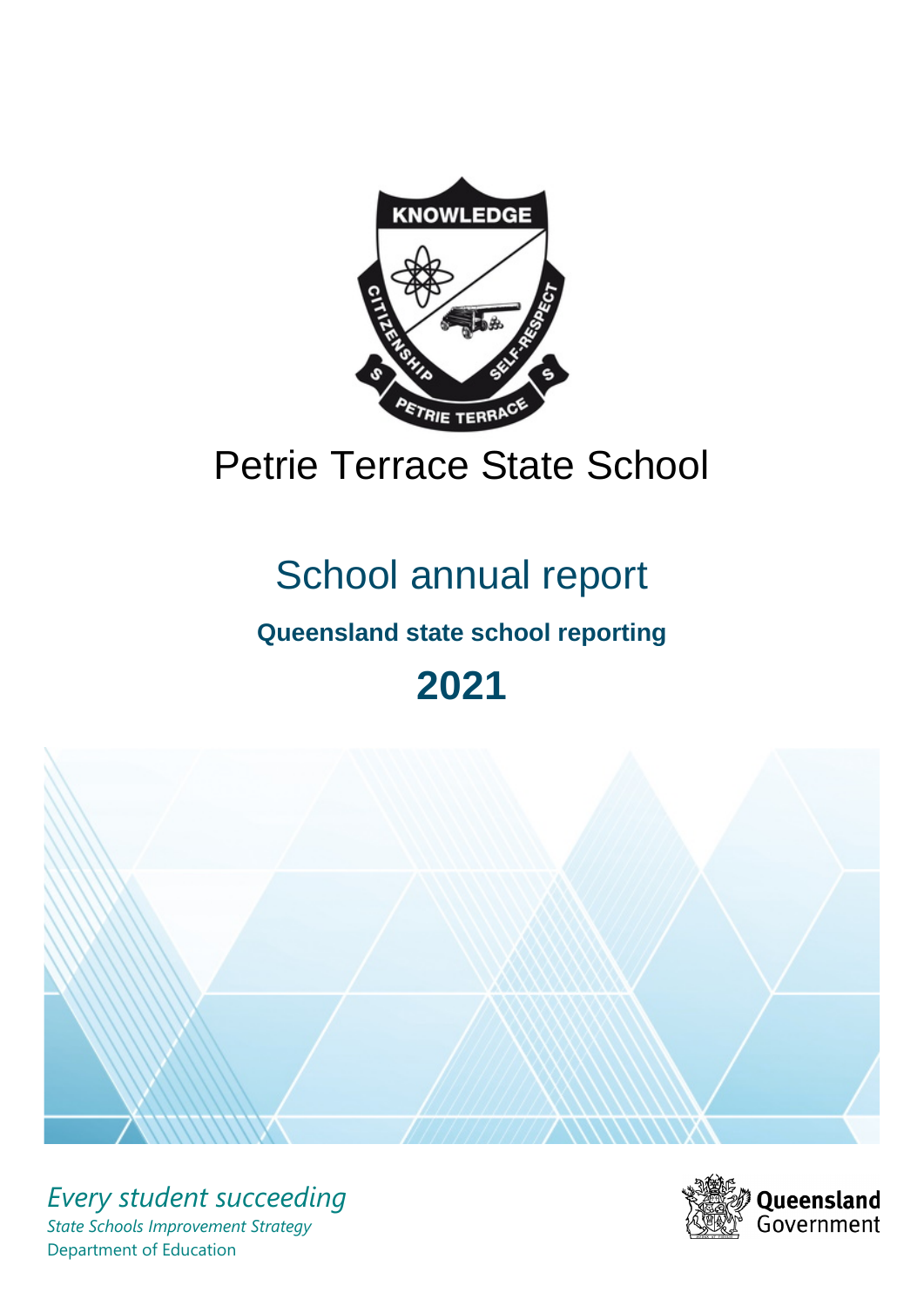# Petrie Terrace State School

## School annual report

**Queensland state school reporting**

# 2021

*Every student succeeding*

*State Schools Improvement Strategy*

Department of Education

Queensland Government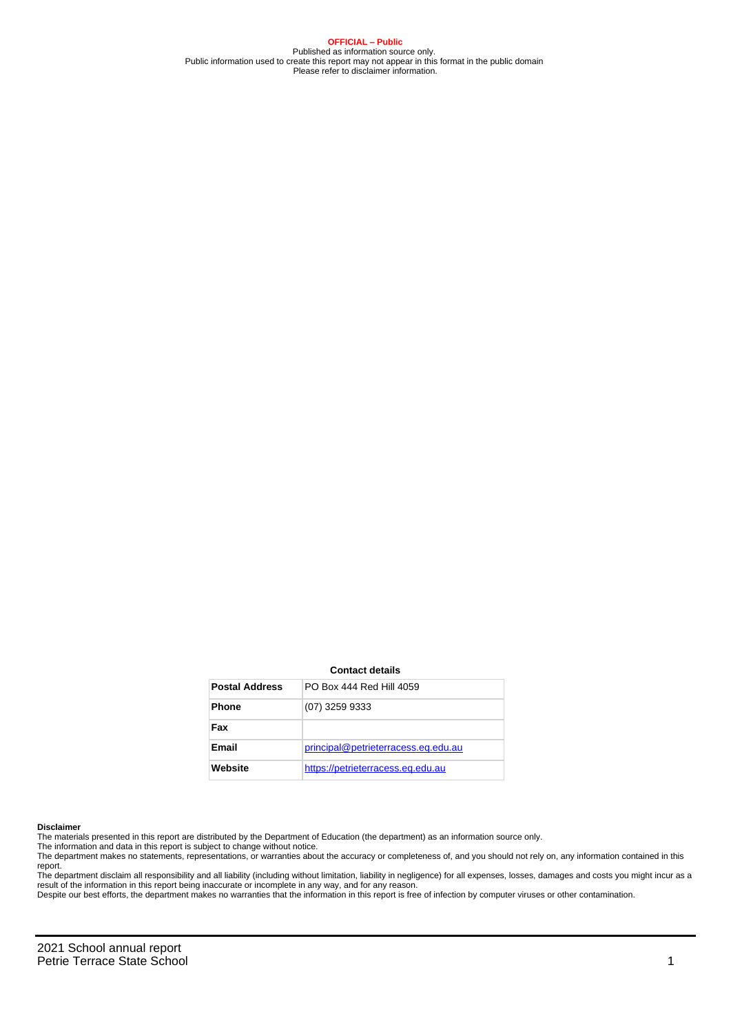**OFFICIAL – Public**
Published as information source only.
Public information used to create this report may not appear in this format in the public domain
Please refer to disclaimer information.

**Contact details**

| **Postal Address** | PO Box 444 Red Hill 4059 |
| --- | --- |
| **Phone** | (07) 3259 9333 |
| **Fax** | |
| **Email** | principal@petrieterracess.eq.edu.au |
| **Website** | https://petrieterracess.eq.edu.au |

**Disclaimer**

The materials presented in this report are distributed by the Department of Education (the department) as an information source only.

The information and data in this report is subject to change without notice.

The department makes no statements, representations, or warranties about the accuracy or completeness of, and you should not rely on, any information contained in this report.

The department disclaim all responsibility and all liability (including without limitation, liability in negligence) for all expenses, losses, damages and costs you might incur as a result of the information in this report being inaccurate or incomplete in any way, and for any reason.

Despite our best efforts, the department makes no warranties that the information in this report is free of infection by computer viruses or other contamination.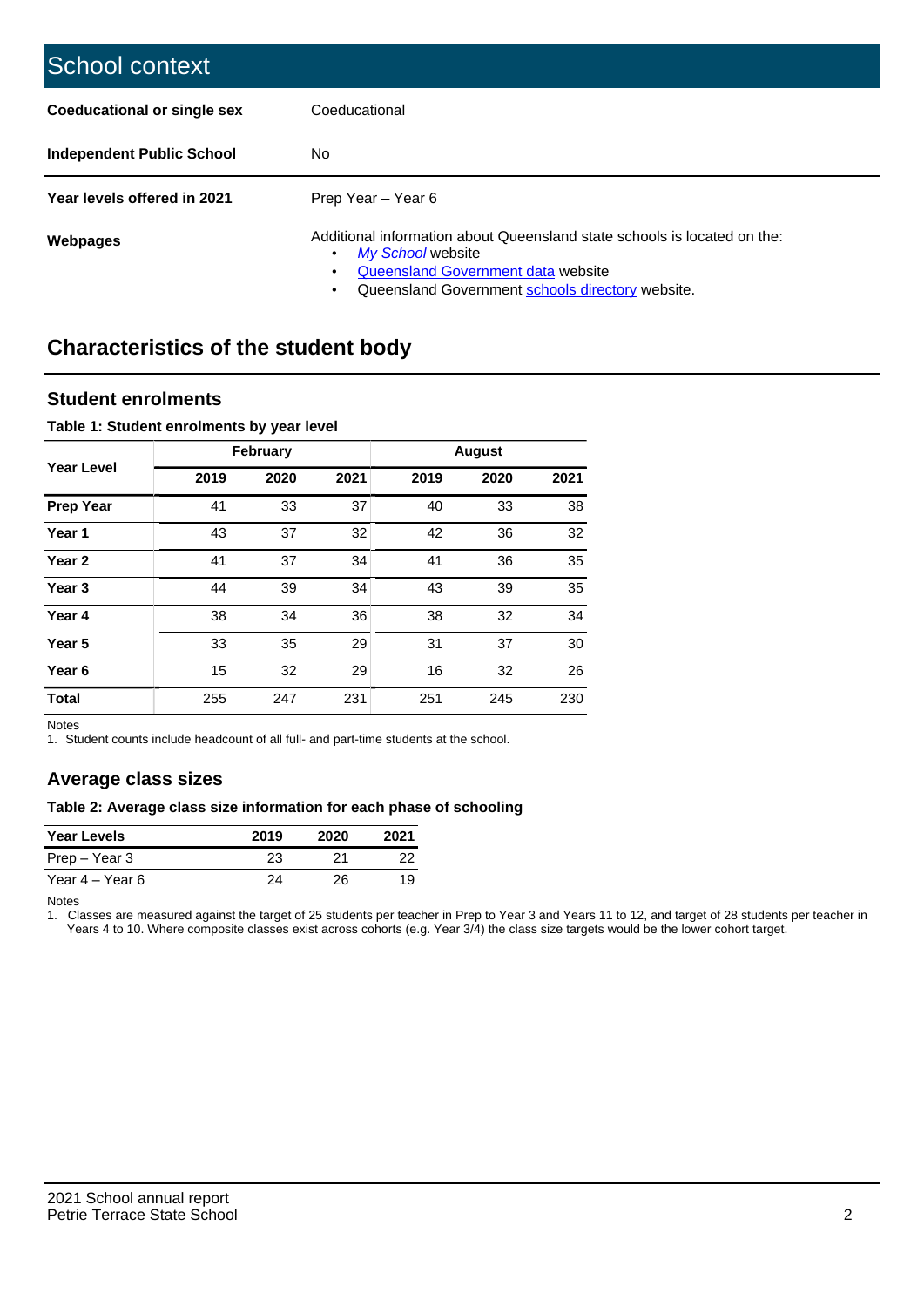## School context

| | |
|---|---|
| **Coeducational or single sex** | Coeducational |
| **Independent Public School** | No |
| **Year levels offered in 2021** | Prep Year – Year 6 |
| **Webpages** | Additional information about Queensland state schools is located on the: <br>• *My School* website <br>• Queensland Government data website <br>• Queensland Government schools directory website. |

## Characteristics of the student body

### Student enrolments

**Table 1: Student enrolments by year level**

| Year Level | February | | | August | | |
|---|---|---|---|---|---|---|
| | 2019 | 2020 | 2021 | 2019 | 2020 | 2021 |
| **Prep Year** | 41 | 33 | 37 | 40 | 33 | 38 |
| **Year 1** | 43 | 37 | 32 | 42 | 36 | 32 |
| **Year 2** | 41 | 37 | 34 | 41 | 36 | 35 |
| **Year 3** | 44 | 39 | 34 | 43 | 39 | 35 |
| **Year 4** | 38 | 34 | 36 | 38 | 32 | 34 |
| **Year 5** | 33 | 35 | 29 | 31 | 37 | 30 |
| **Year 6** | 15 | 32 | 29 | 16 | 32 | 26 |
| **Total** | 255 | 247 | 231 | 251 | 245 | 230 |

Notes

1. Student counts include headcount of all full- and part-time students at the school.

### Average class sizes

**Table 2: Average class size information for each phase of schooling**

| Year Levels | 2019 | 2020 | 2021 |
|---|---|---|---|
| Prep – Year 3 | 23 | 21 | 22 |
| Year 4 – Year 6 | 24 | 26 | 19 |

Notes

1. Classes are measured against the target of 25 students per teacher in Prep to Year 3 and Years 11 to 12, and target of 28 students per teacher in Years 4 to 10. Where composite classes exist across cohorts (e.g. Year 3/4) the class size targets would be the lower cohort target.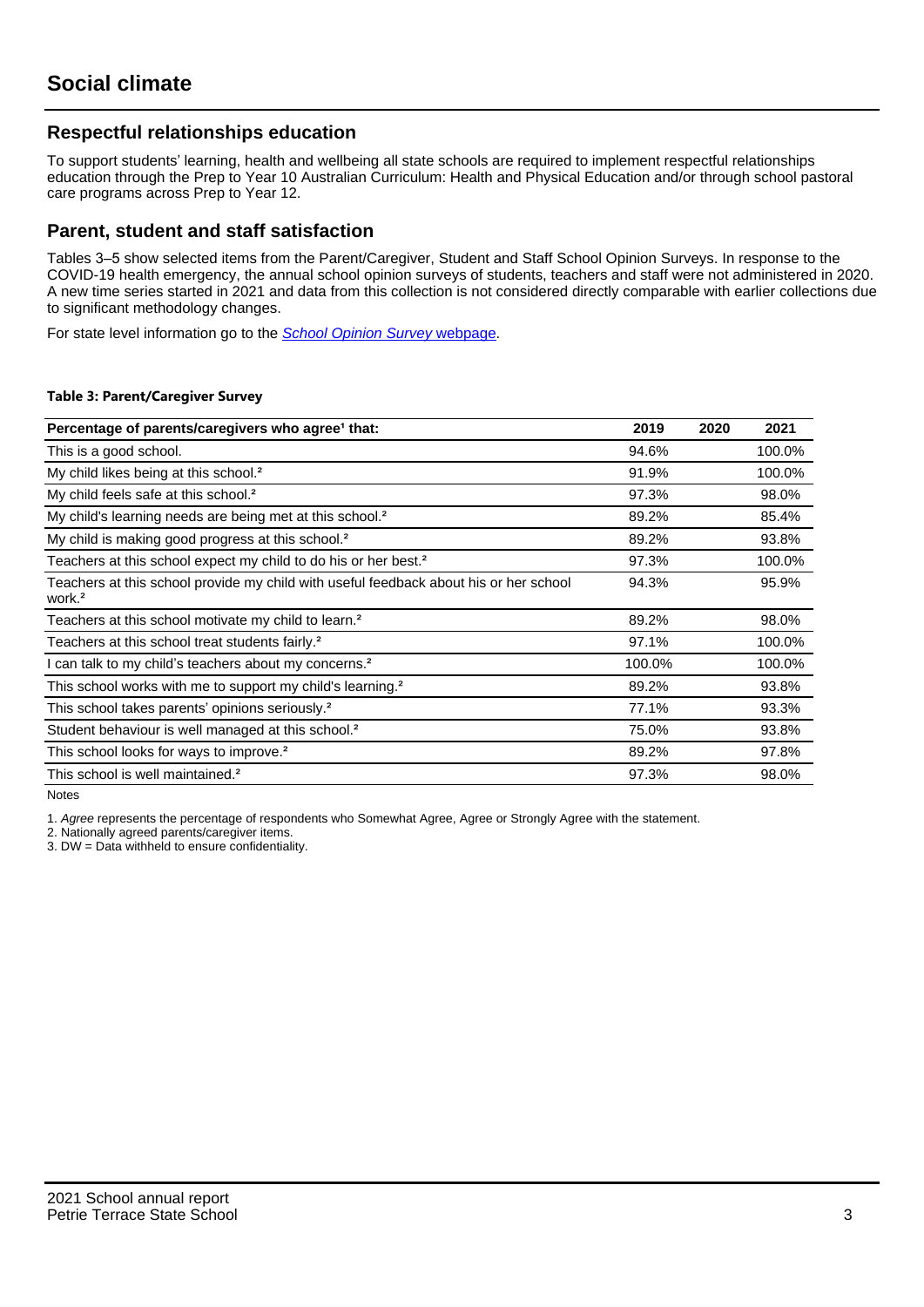# Social climate

## Respectful relationships education

To support students' learning, health and wellbeing all state schools are required to implement respectful relationships education through the Prep to Year 10 Australian Curriculum: Health and Physical Education and/or through school pastoral care programs across Prep to Year 12.

## Parent, student and staff satisfaction

Tables 3–5 show selected items from the Parent/Caregiver, Student and Staff School Opinion Surveys. In response to the COVID-19 health emergency, the annual school opinion surveys of students, teachers and staff were not administered in 2020. A new time series started in 2021 and data from this collection is not considered directly comparable with earlier collections due to significant methodology changes.

For state level information go to the *School Opinion Survey* webpage.

**Table 3: Parent/Caregiver Survey**

| Percentage of parents/caregivers who agree[1] that: | 2019 | 2020 | 2021 |
|---|---|---|---|
| This is a good school. | 94.6% | | 100.0% |
| My child likes being at this school.[2] | 91.9% | | 100.0% |
| My child feels safe at this school.[2] | 97.3% | | 98.0% |
| My child's learning needs are being met at this school.[2] | 89.2% | | 85.4% |
| My child is making good progress at this school.[2] | 89.2% | | 93.8% |
| Teachers at this school expect my child to do his or her best.[2] | 97.3% | | 100.0% |
| Teachers at this school provide my child with useful feedback about his or her school work.[2] | 94.3% | | 95.9% |
| Teachers at this school motivate my child to learn.[2] | 89.2% | | 98.0% |
| Teachers at this school treat students fairly.[2] | 97.1% | | 100.0% |
| I can talk to my child's teachers about my concerns.[2] | 100.0% | | 100.0% |
| This school works with me to support my child's learning.[2] | 89.2% | | 93.8% |
| This school takes parents' opinions seriously.[2] | 77.1% | | 93.3% |
| Student behaviour is well managed at this school.[2] | 75.0% | | 93.8% |
| This school looks for ways to improve.[2] | 89.2% | | 97.8% |
| This school is well maintained.[2] | 97.3% | | 98.0% |

Notes

1. *Agree* represents the percentage of respondents who Somewhat Agree, Agree or Strongly Agree with the statement.
2. Nationally agreed parents/caregiver items.
3. DW = Data withheld to ensure confidentiality.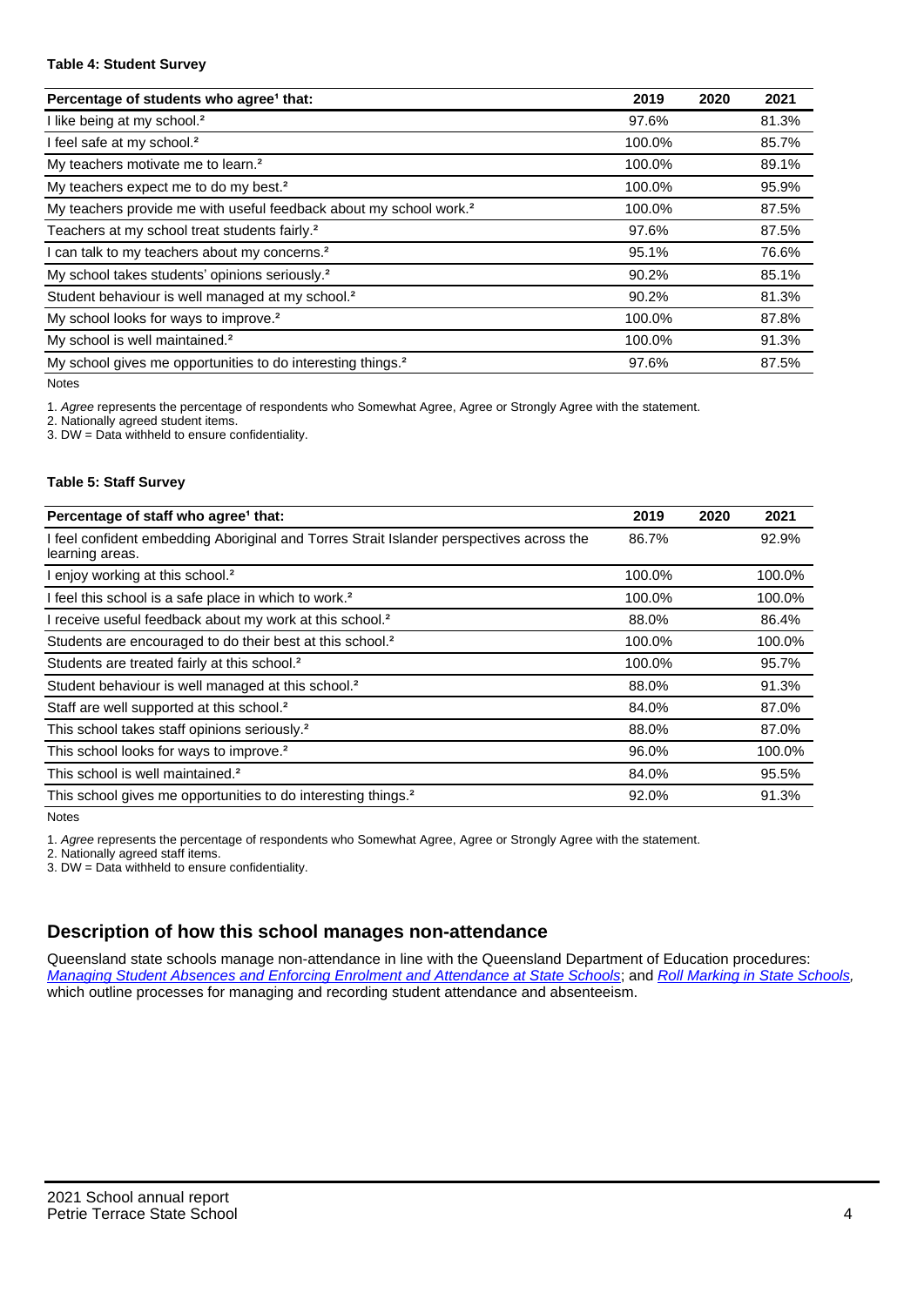**Table 4: Student Survey**

| Percentage of students who agree[1] that: | 2019 | 2020 | 2021 |
|---|---|---|---|
| I like being at my school.[2] | 97.6% | | 81.3% |
| I feel safe at my school.[2] | 100.0% | | 85.7% |
| My teachers motivate me to learn.[2] | 100.0% | | 89.1% |
| My teachers expect me to do my best.[2] | 100.0% | | 95.9% |
| My teachers provide me with useful feedback about my school work.[2] | 100.0% | | 87.5% |
| Teachers at my school treat students fairly.[2] | 97.6% | | 87.5% |
| I can talk to my teachers about my concerns.[2] | 95.1% | | 76.6% |
| My school takes students' opinions seriously.[2] | 90.2% | | 85.1% |
| Student behaviour is well managed at my school.[2] | 90.2% | | 81.3% |
| My school looks for ways to improve.[2] | 100.0% | | 87.8% |
| My school is well maintained.[2] | 100.0% | | 91.3% |
| My school gives me opportunities to do interesting things.[2] | 97.6% | | 87.5% |

Notes

1. *Agree* represents the percentage of respondents who Somewhat Agree, Agree or Strongly Agree with the statement.
2. Nationally agreed student items.
3. DW = Data withheld to ensure confidentiality.

**Table 5: Staff Survey**

| Percentage of staff who agree[1] that: | 2019 | 2020 | 2021 |
|---|---|---|---|
| I feel confident embedding Aboriginal and Torres Strait Islander perspectives across the learning areas. | 86.7% | | 92.9% |
| I enjoy working at this school.[2] | 100.0% | | 100.0% |
| I feel this school is a safe place in which to work.[2] | 100.0% | | 100.0% |
| I receive useful feedback about my work at this school.[2] | 88.0% | | 86.4% |
| Students are encouraged to do their best at this school.[2] | 100.0% | | 100.0% |
| Students are treated fairly at this school.[2] | 100.0% | | 95.7% |
| Student behaviour is well managed at this school.[2] | 88.0% | | 91.3% |
| Staff are well supported at this school.[2] | 84.0% | | 87.0% |
| This school takes staff opinions seriously.[2] | 88.0% | | 87.0% |
| This school looks for ways to improve.[2] | 96.0% | | 100.0% |
| This school is well maintained.[2] | 84.0% | | 95.5% |
| This school gives me opportunities to do interesting things.[2] | 92.0% | | 91.3% |

Notes

1. *Agree* represents the percentage of respondents who Somewhat Agree, Agree or Strongly Agree with the statement.
2. Nationally agreed staff items.
3. DW = Data withheld to ensure confidentiality.

## Description of how this school manages non-attendance

Queensland state schools manage non-attendance in line with the Queensland Department of Education procedures: *Managing Student Absences and Enforcing Enrolment and Attendance at State Schools*; and *Roll Marking in State Schools*, which outline processes for managing and recording student attendance and absenteeism.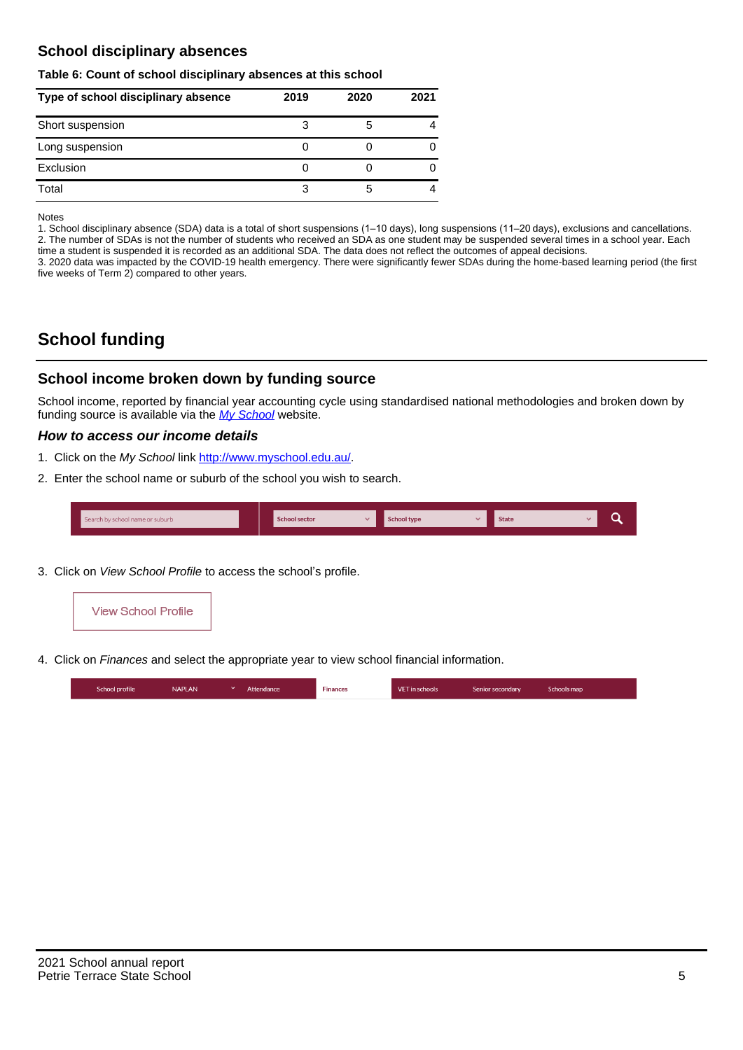## School disciplinary absences

**Table 6: Count of school disciplinary absences at this school**

| Type of school disciplinary absence | 2019 | 2020 | 2021 |
|---|---|---|---|
| Short suspension | 3 | 5 | 4 |
| Long suspension | 0 | 0 | 0 |
| Exclusion | 0 | 0 | 0 |
| Total | 3 | 5 | 4 |

Notes
1. School disciplinary absence (SDA) data is a total of short suspensions (1–10 days), long suspensions (11–20 days), exclusions and cancellations.
2. The number of SDAs is not the number of students who received an SDA as one student may be suspended several times in a school year. Each time a student is suspended it is recorded as an additional SDA. The data does not reflect the outcomes of appeal decisions.
3. 2020 data was impacted by the COVID-19 health emergency. There were significantly fewer SDAs during the home-based learning period (the first five weeks of Term 2) compared to other years.

# School funding

## School income broken down by funding source

School income, reported by financial year accounting cycle using standardised national methodologies and broken down by funding source is available via the *My School* website.

### *How to access our income details*

1. Click on the *My School* link http://www.myschool.edu.au/.
2. Enter the school name or suburb of the school you wish to search.

Search by school name or suburb | School sector | School type | State

3. Click on *View School Profile* to access the school's profile.

View School Profile

4. Click on *Finances* and select the appropriate year to view school financial information.

School profile | NAPLAN | Attendance | Finances | VET in schools | Senior secondary | Schools map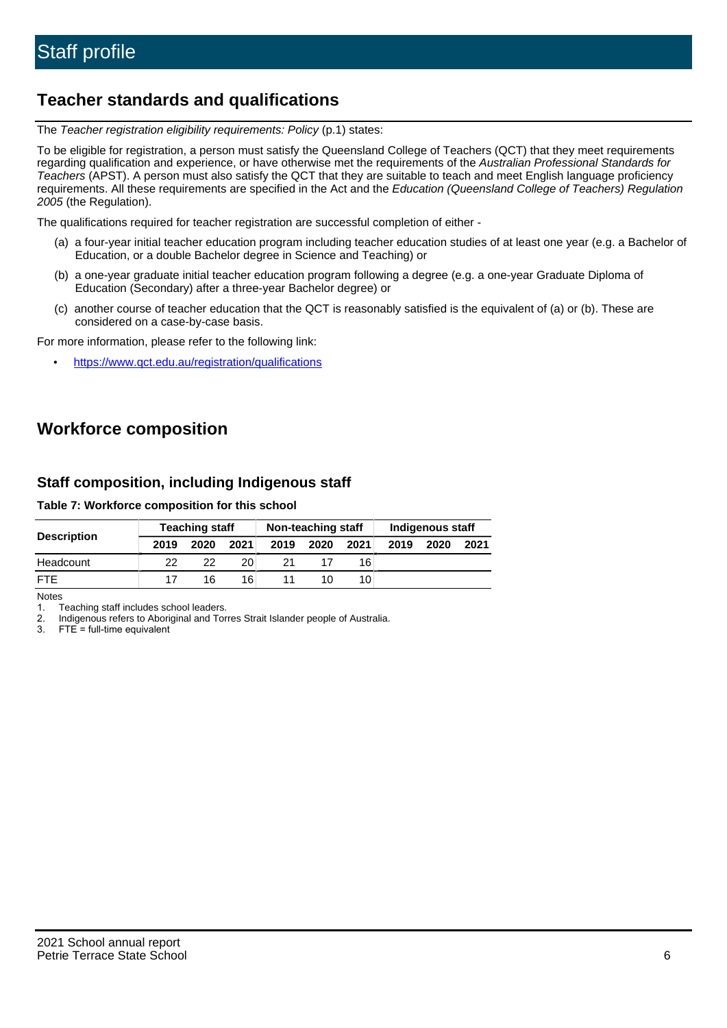# Staff profile

## Teacher standards and qualifications

The *Teacher registration eligibility requirements: Policy* (p.1) states:

To be eligible for registration, a person must satisfy the Queensland College of Teachers (QCT) that they meet requirements regarding qualification and experience, or have otherwise met the requirements of the *Australian Professional Standards for Teachers* (APST). A person must also satisfy the QCT that they are suitable to teach and meet English language proficiency requirements. All these requirements are specified in the Act and the *Education (Queensland College of Teachers) Regulation 2005* (the Regulation).

The qualifications required for teacher registration are successful completion of either -

(a) a four-year initial teacher education program including teacher education studies of at least one year (e.g. a Bachelor of Education, or a double Bachelor degree in Science and Teaching) or

(b) a one-year graduate initial teacher education program following a degree (e.g. a one-year Graduate Diploma of Education (Secondary) after a three-year Bachelor degree) or

(c) another course of teacher education that the QCT is reasonably satisfied is the equivalent of (a) or (b). These are considered on a case-by-case basis.

For more information, please refer to the following link:

- https://www.qct.edu.au/registration/qualifications

## Workforce composition

### Staff composition, including Indigenous staff

**Table 7: Workforce composition for this school**

| Description | Teaching staff | | | Non-teaching staff | | | Indigenous staff | | |
|---|---|---|---|---|---|---|---|---|---|
| | 2019 | 2020 | 2021 | 2019 | 2020 | 2021 | 2019 | 2020 | 2021 |
| Headcount | 22 | 22 | 20 | 21 | 17 | 16 | | | |
| FTE | 17 | 16 | 16 | 11 | 10 | 10 | | | |

Notes

1. Teaching staff includes school leaders.
2. Indigenous refers to Aboriginal and Torres Strait Islander people of Australia.
3. FTE = full-time equivalent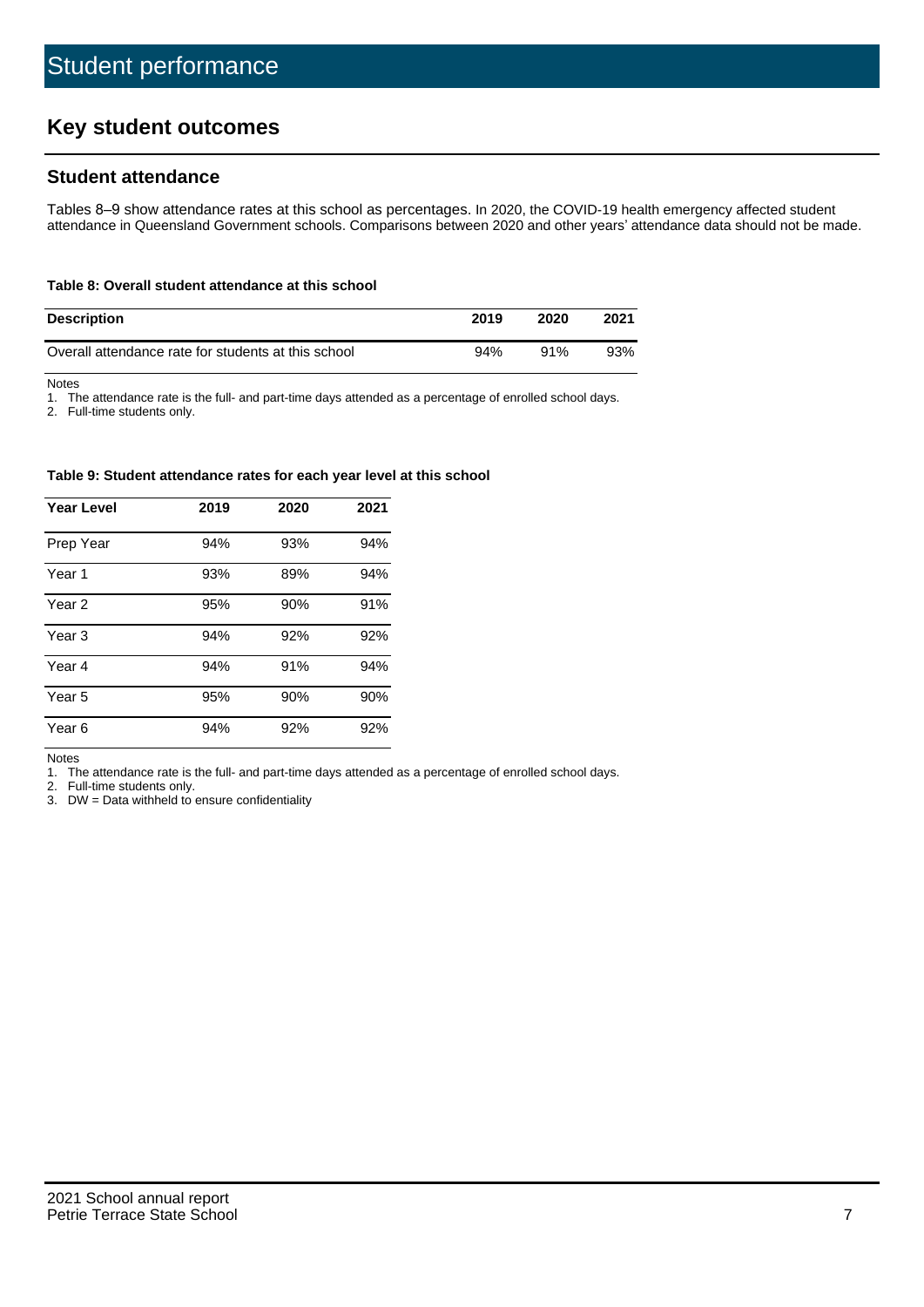# Student performance

## Key student outcomes

### Student attendance

Tables 8–9 show attendance rates at this school as percentages. In 2020, the COVID-19 health emergency affected student attendance in Queensland Government schools. Comparisons between 2020 and other years' attendance data should not be made.

**Table 8: Overall student attendance at this school**

| Description | 2019 | 2020 | 2021 |
|---|---|---|---|
| Overall attendance rate for students at this school | 94% | 91% | 93% |

Notes
1. The attendance rate is the full- and part-time days attended as a percentage of enrolled school days.
2. Full-time students only.

**Table 9: Student attendance rates for each year level at this school**

| Year Level | 2019 | 2020 | 2021 |
|---|---|---|---|
| Prep Year | 94% | 93% | 94% |
| Year 1 | 93% | 89% | 94% |
| Year 2 | 95% | 90% | 91% |
| Year 3 | 94% | 92% | 92% |
| Year 4 | 94% | 91% | 94% |
| Year 5 | 95% | 90% | 90% |
| Year 6 | 94% | 92% | 92% |

Notes
1. The attendance rate is the full- and part-time days attended as a percentage of enrolled school days.
2. Full-time students only.
3. DW = Data withheld to ensure confidentiality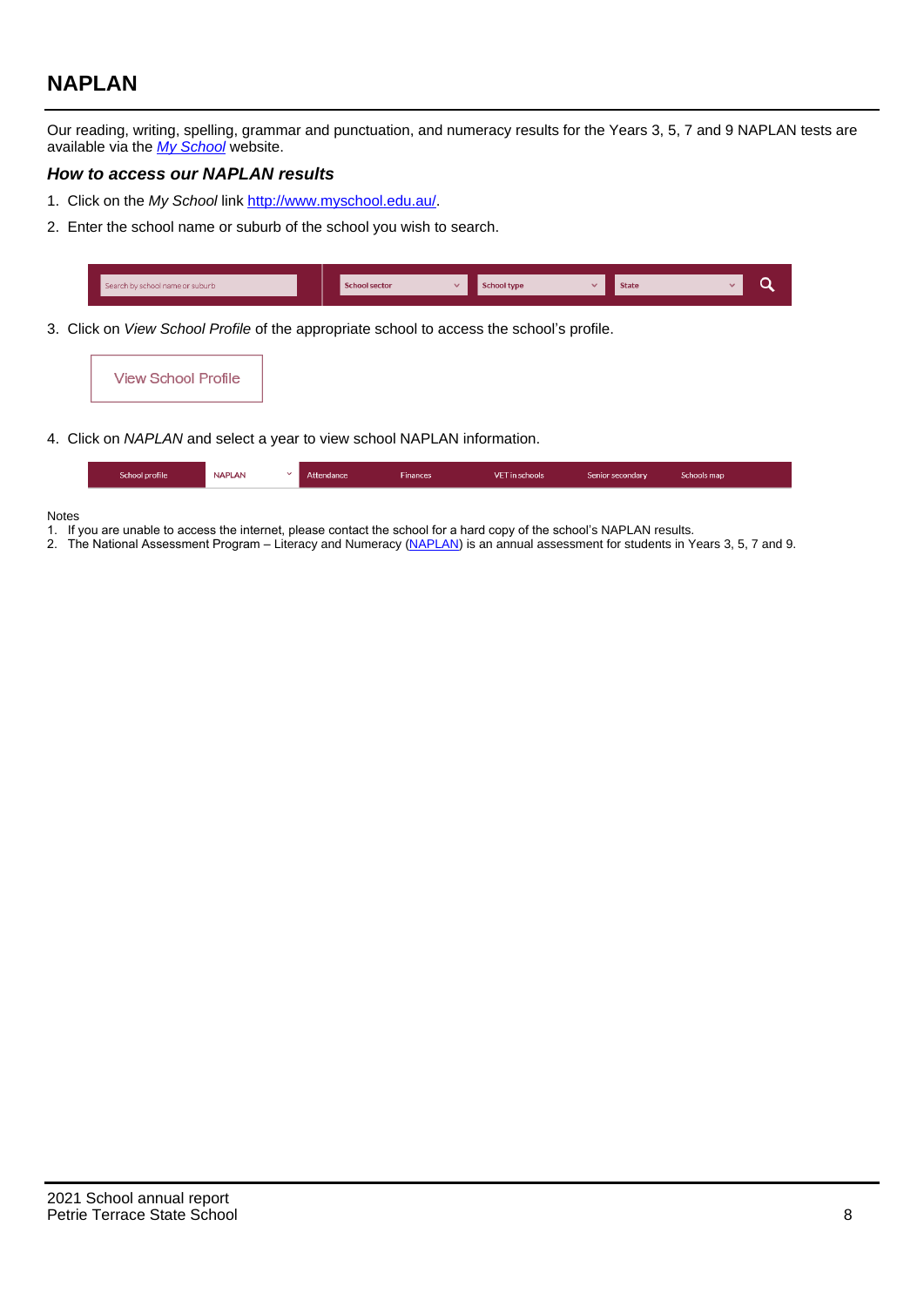## NAPLAN

Our reading, writing, spelling, grammar and punctuation, and numeracy results for the Years 3, 5, 7 and 9 NAPLAN tests are available via the *My School* website.

### *How to access our NAPLAN results*

1. Click on the *My School* link http://www.myschool.edu.au/.
2. Enter the school name or suburb of the school you wish to search.

Search by school name or suburb | School sector | School type | State

3. Click on *View School Profile* of the appropriate school to access the school's profile.

View School Profile

4. Click on *NAPLAN* and select a year to view school NAPLAN information.

School profile | NAPLAN | Attendance | Finances | VET in schools | Senior secondary | Schools map

Notes
1. If you are unable to access the internet, please contact the school for a hard copy of the school's NAPLAN results.
2. The National Assessment Program – Literacy and Numeracy (NAPLAN) is an annual assessment for students in Years 3, 5, 7 and 9.